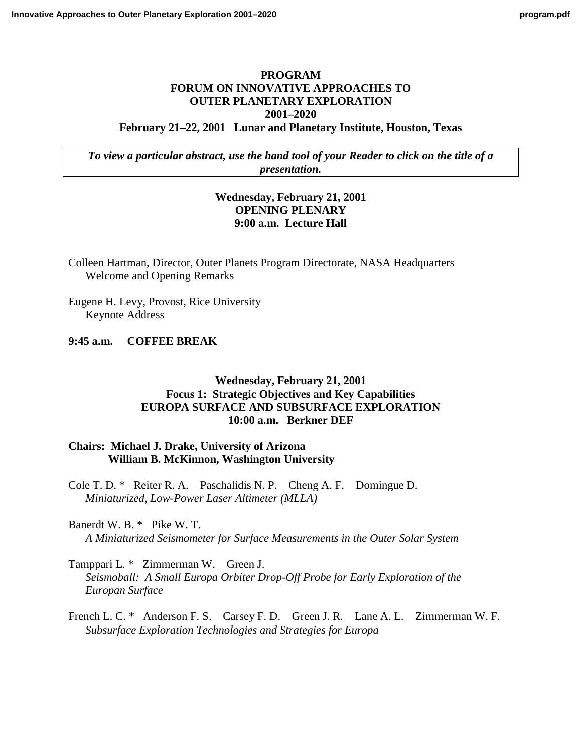# PROGRAM
# FORUM ON INNOVATIVE APPROACHES TO OUTER PLANETARY EXPLORATION 2001–2020

**February 21–22, 2001 Lunar and Planetary Institute, Houston, Texas**

*To view a particular abstract, use the hand tool of your Reader to click on the title of a presentation.*

## Wednesday, February 21, 2001
## OPENING PLENARY
## 9:00 a.m. Lecture Hall

Colleen Hartman, Director, Outer Planets Program Directorate, NASA Headquarters
Welcome and Opening Remarks

Eugene H. Levy, Provost, Rice University
Keynote Address

**9:45 a.m. COFFEE BREAK**

## Wednesday, February 21, 2001
## Focus 1: Strategic Objectives and Key Capabilities
## EUROPA SURFACE AND SUBSURFACE EXPLORATION
## 10:00 a.m. Berkner DEF

**Chairs: Michael J. Drake, University of Arizona**
**William B. McKinnon, Washington University**

Cole T. D. * Reiter R. A. Paschalidis N. P. Cheng A. F. Domingue D.
*Miniaturized, Low-Power Laser Altimeter (MLLA)*

Banerdt W. B. * Pike W. T.
*A Miniaturized Seismometer for Surface Measurements in the Outer Solar System*

Tamppari L. * Zimmerman W. Green J.
*Seismoball: A Small Europa Orbiter Drop-Off Probe for Early Exploration of the Europan Surface*

French L. C. * Anderson F. S. Carsey F. D. Green J. R. Lane A. L. Zimmerman W. F.
*Subsurface Exploration Technologies and Strategies for Europa*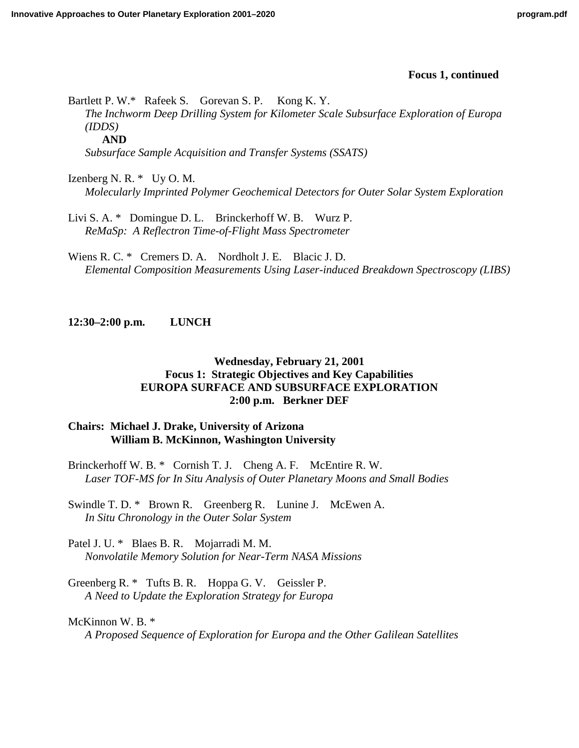**Focus 1, continued**

Bartlett P. W.* Rafeek S. Gorevan S. P. Kong K. Y.
*The Inchworm Deep Drilling System for Kilometer Scale Subsurface Exploration of Europa (IDDS)*
**AND**
*Subsurface Sample Acquisition and Transfer Systems (SSATS)*

Izenberg N. R. * Uy O. M.
*Molecularly Imprinted Polymer Geochemical Detectors for Outer Solar System Exploration*

Livi S. A. * Domingue D. L. Brinckerhoff W. B. Wurz P.
*ReMaSp: A Reflectron Time-of-Flight Mass Spectrometer*

Wiens R. C. * Cremers D. A. Nordholt J. E. Blacic J. D.
*Elemental Composition Measurements Using Laser-induced Breakdown Spectroscopy (LIBS)*

**12:30–2:00 p.m. LUNCH**

**Wednesday, February 21, 2001**
**Focus 1: Strategic Objectives and Key Capabilities**
**EUROPA SURFACE AND SUBSURFACE EXPLORATION**
**2:00 p.m. Berkner DEF**

**Chairs: Michael J. Drake, University of Arizona**
**William B. McKinnon, Washington University**

Brinckerhoff W. B. * Cornish T. J. Cheng A. F. McEntire R. W.
*Laser TOF-MS for In Situ Analysis of Outer Planetary Moons and Small Bodies*

Swindle T. D. * Brown R. Greenberg R. Lunine J. McEwen A.
*In Situ Chronology in the Outer Solar System*

Patel J. U. * Blaes B. R. Mojarradi M. M.
*Nonvolatile Memory Solution for Near-Term NASA Missions*

Greenberg R. * Tufts B. R. Hoppa G. V. Geissler P.
*A Need to Update the Exploration Strategy for Europa*

McKinnon W. B. *
*A Proposed Sequence of Exploration for Europa and the Other Galilean Satellites*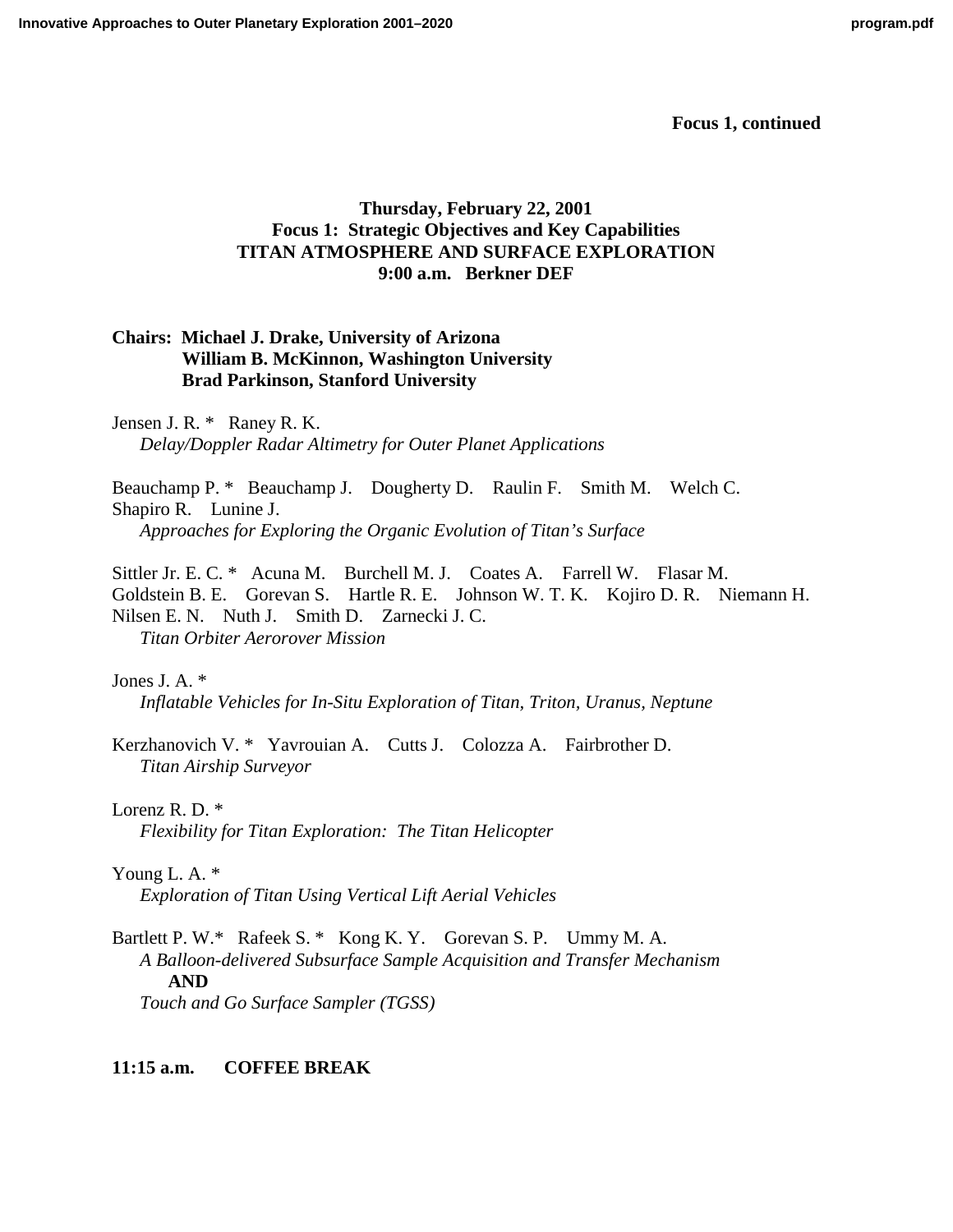**Focus 1, continued**

## Thursday, February 22, 2001
## Focus 1: Strategic Objectives and Key Capabilities
## TITAN ATMOSPHERE AND SURFACE EXPLORATION
## 9:00 a.m. Berkner DEF

**Chairs: Michael J. Drake, University of Arizona**
**William B. McKinnon, Washington University**
**Brad Parkinson, Stanford University**

Jensen J. R. * Raney R. K.
*Delay/Doppler Radar Altimetry for Outer Planet Applications*

Beauchamp P. * Beauchamp J. Dougherty D. Raulin F. Smith M. Welch C. Shapiro R. Lunine J.
*Approaches for Exploring the Organic Evolution of Titan's Surface*

Sittler Jr. E. C. * Acuna M. Burchell M. J. Coates A. Farrell W. Flasar M. Goldstein B. E. Gorevan S. Hartle R. E. Johnson W. T. K. Kojiro D. R. Niemann H. Nilsen E. N. Nuth J. Smith D. Zarnecki J. C.
*Titan Orbiter Aerorover Mission*

Jones J. A. *
*Inflatable Vehicles for In-Situ Exploration of Titan, Triton, Uranus, Neptune*

Kerzhanovich V. * Yavrouian A. Cutts J. Colozza A. Fairbrother D.
*Titan Airship Surveyor*

Lorenz R. D. *
*Flexibility for Titan Exploration: The Titan Helicopter*

Young L. A. *
*Exploration of Titan Using Vertical Lift Aerial Vehicles*

Bartlett P. W.* Rafeek S. * Kong K. Y. Gorevan S. P. Ummy M. A.
*A Balloon-delivered Subsurface Sample Acquisition and Transfer Mechanism*
**AND**
*Touch and Go Surface Sampler (TGSS)*

**11:15 a.m. COFFEE BREAK**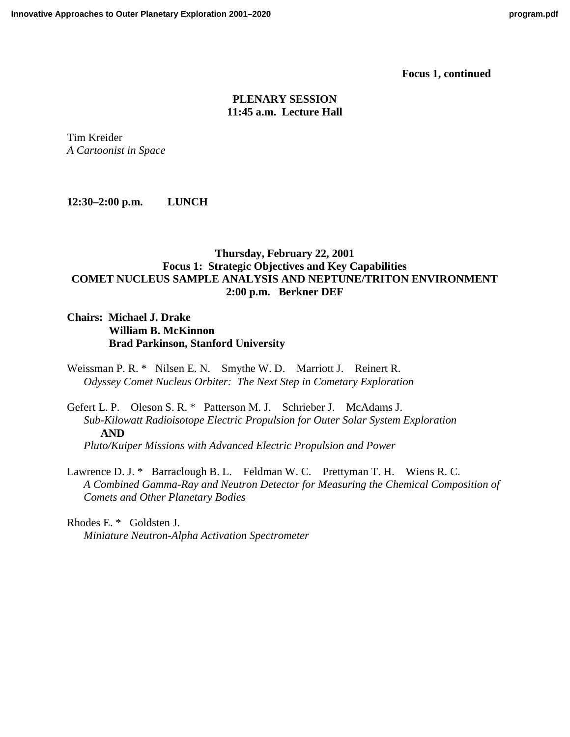**Focus 1, continued**

**PLENARY SESSION**
**11:45 a.m. Lecture Hall**

Tim Kreider
*A Cartoonist in Space*

**12:30–2:00 p.m. LUNCH**

**Thursday, February 22, 2001**
**Focus 1: Strategic Objectives and Key Capabilities**
**COMET NUCLEUS SAMPLE ANALYSIS AND NEPTUNE/TRITON ENVIRONMENT**
**2:00 p.m. Berkner DEF**

**Chairs: Michael J. Drake**
**William B. McKinnon**
**Brad Parkinson, Stanford University**

Weissman P. R. * Nilsen E. N. Smythe W. D. Marriott J. Reinert R.
*Odyssey Comet Nucleus Orbiter: The Next Step in Cometary Exploration*

Gefert L. P. Oleson S. R. * Patterson M. J. Schrieber J. McAdams J.
*Sub-Kilowatt Radioisotope Electric Propulsion for Outer Solar System Exploration*
**AND**
*Pluto/Kuiper Missions with Advanced Electric Propulsion and Power*

Lawrence D. J. * Barraclough B. L. Feldman W. C. Prettyman T. H. Wiens R. C.
*A Combined Gamma-Ray and Neutron Detector for Measuring the Chemical Composition of Comets and Other Planetary Bodies*

Rhodes E. * Goldsten J.
*Miniature Neutron-Alpha Activation Spectrometer*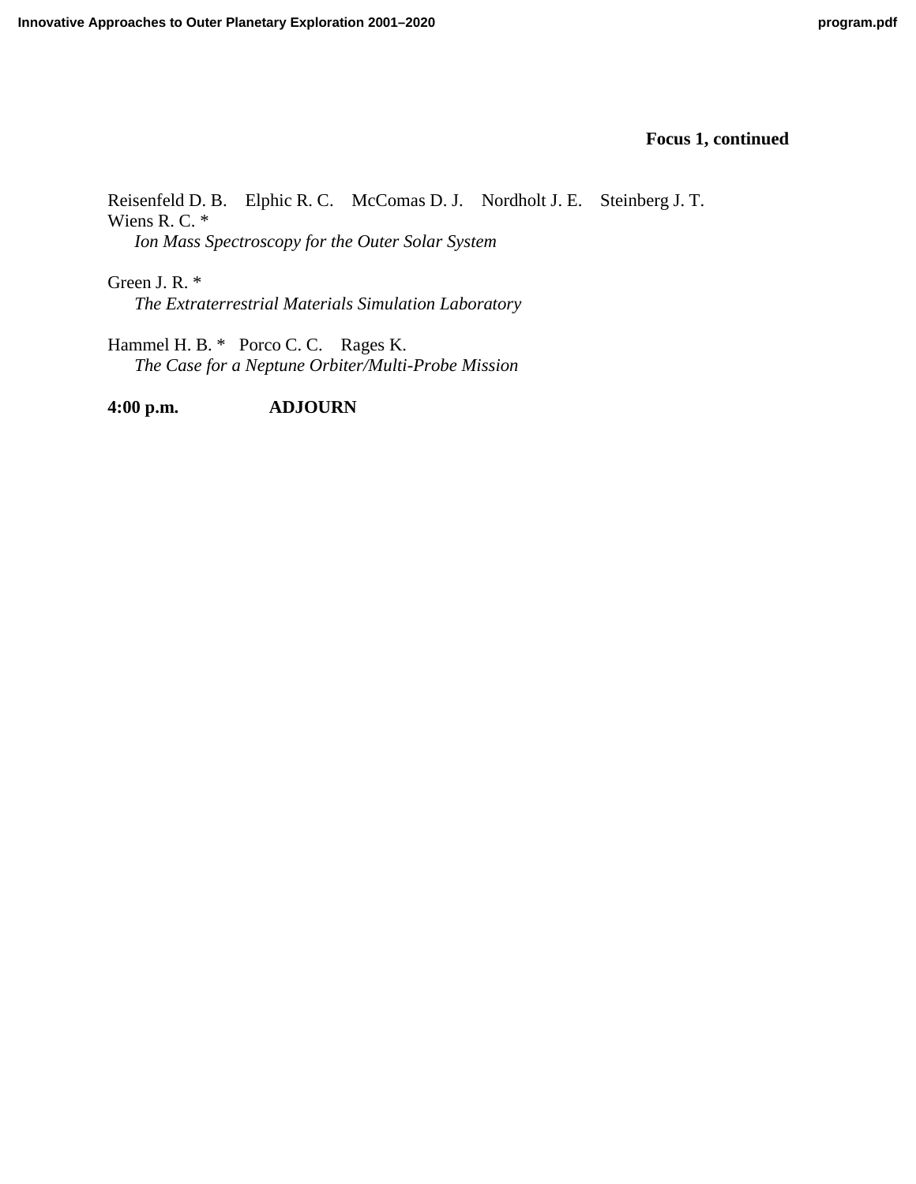**Focus 1, continued**

Reisenfeld D. B. Elphic R. C. McComas D. J. Nordholt J. E. Steinberg J. T. Wiens R. C. *
*Ion Mass Spectroscopy for the Outer Solar System*

Green J. R. *
*The Extraterrestrial Materials Simulation Laboratory*

Hammel H. B. * Porco C. C. Rages K.
*The Case for a Neptune Orbiter/Multi-Probe Mission*

**4:00 p.m. ADJOURN**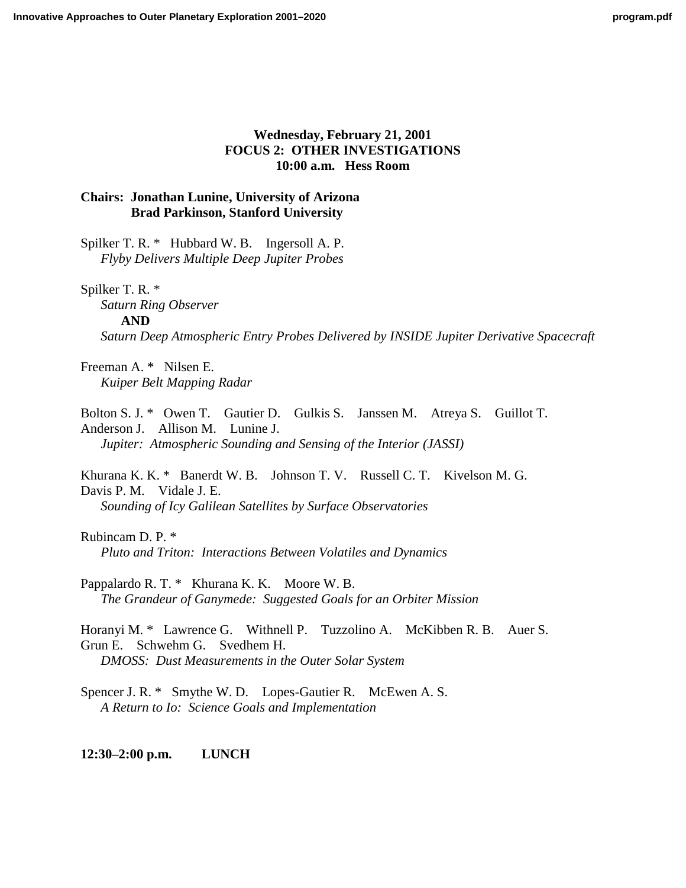**Wednesday, February 21, 2001**
**FOCUS 2: OTHER INVESTIGATIONS**
**10:00 a.m. Hess Room**

**Chairs: Jonathan Lunine, University of Arizona**
**Brad Parkinson, Stanford University**

Spilker T. R. * Hubbard W. B. Ingersoll A. P.
*Flyby Delivers Multiple Deep Jupiter Probes*

Spilker T. R. *
*Saturn Ring Observer*
**AND**
*Saturn Deep Atmospheric Entry Probes Delivered by INSIDE Jupiter Derivative Spacecraft*

Freeman A. * Nilsen E.
*Kuiper Belt Mapping Radar*

Bolton S. J. * Owen T. Gautier D. Gulkis S. Janssen M. Atreya S. Guillot T. Anderson J. Allison M. Lunine J.
*Jupiter: Atmospheric Sounding and Sensing of the Interior (JASSI)*

Khurana K. K. * Banerdt W. B. Johnson T. V. Russell C. T. Kivelson M. G. Davis P. M. Vidale J. E.
*Sounding of Icy Galilean Satellites by Surface Observatories*

Rubincam D. P. *
*Pluto and Triton: Interactions Between Volatiles and Dynamics*

Pappalardo R. T. * Khurana K. K. Moore W. B.
*The Grandeur of Ganymede: Suggested Goals for an Orbiter Mission*

Horanyi M. * Lawrence G. Withnell P. Tuzzolino A. McKibben R. B. Auer S. Grun E. Schwehm G. Svedhem H.
*DMOSS: Dust Measurements in the Outer Solar System*

Spencer J. R. * Smythe W. D. Lopes-Gautier R. McEwen A. S.
*A Return to Io: Science Goals and Implementation*

**12:30–2:00 p.m. LUNCH**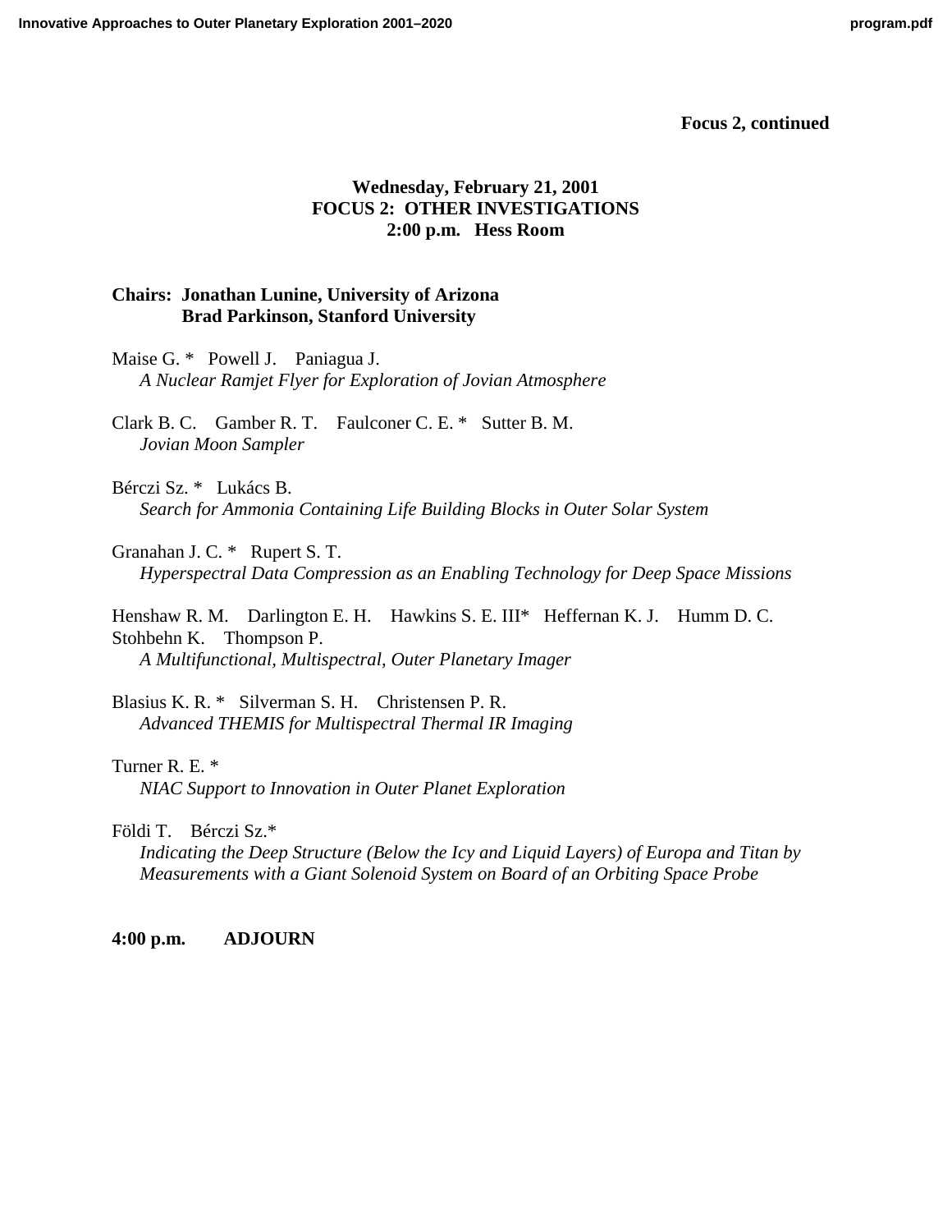**Focus 2, continued**

## Wednesday, February 21, 2001
## FOCUS 2: OTHER INVESTIGATIONS
## 2:00 p.m. Hess Room

**Chairs: Jonathan Lunine, University of Arizona**
**Brad Parkinson, Stanford University**

Maise G. * Powell J. Paniagua J.
*A Nuclear Ramjet Flyer for Exploration of Jovian Atmosphere*

Clark B. C. Gamber R. T. Faulconer C. E. * Sutter B. M.
*Jovian Moon Sampler*

Bérczi Sz. * Lukács B.
*Search for Ammonia Containing Life Building Blocks in Outer Solar System*

Granahan J. C. * Rupert S. T.
*Hyperspectral Data Compression as an Enabling Technology for Deep Space Missions*

Henshaw R. M. Darlington E. H. Hawkins S. E. III* Heffernan K. J. Humm D. C. Stohbehn K. Thompson P.
*A Multifunctional, Multispectral, Outer Planetary Imager*

Blasius K. R. * Silverman S. H. Christensen P. R.
*Advanced THEMIS for Multispectral Thermal IR Imaging*

Turner R. E. *
*NIAC Support to Innovation in Outer Planet Exploration*

Földi T. Bérczi Sz.*
*Indicating the Deep Structure (Below the Icy and Liquid Layers) of Europa and Titan by Measurements with a Giant Solenoid System on Board of an Orbiting Space Probe*

**4:00 p.m. ADJOURN**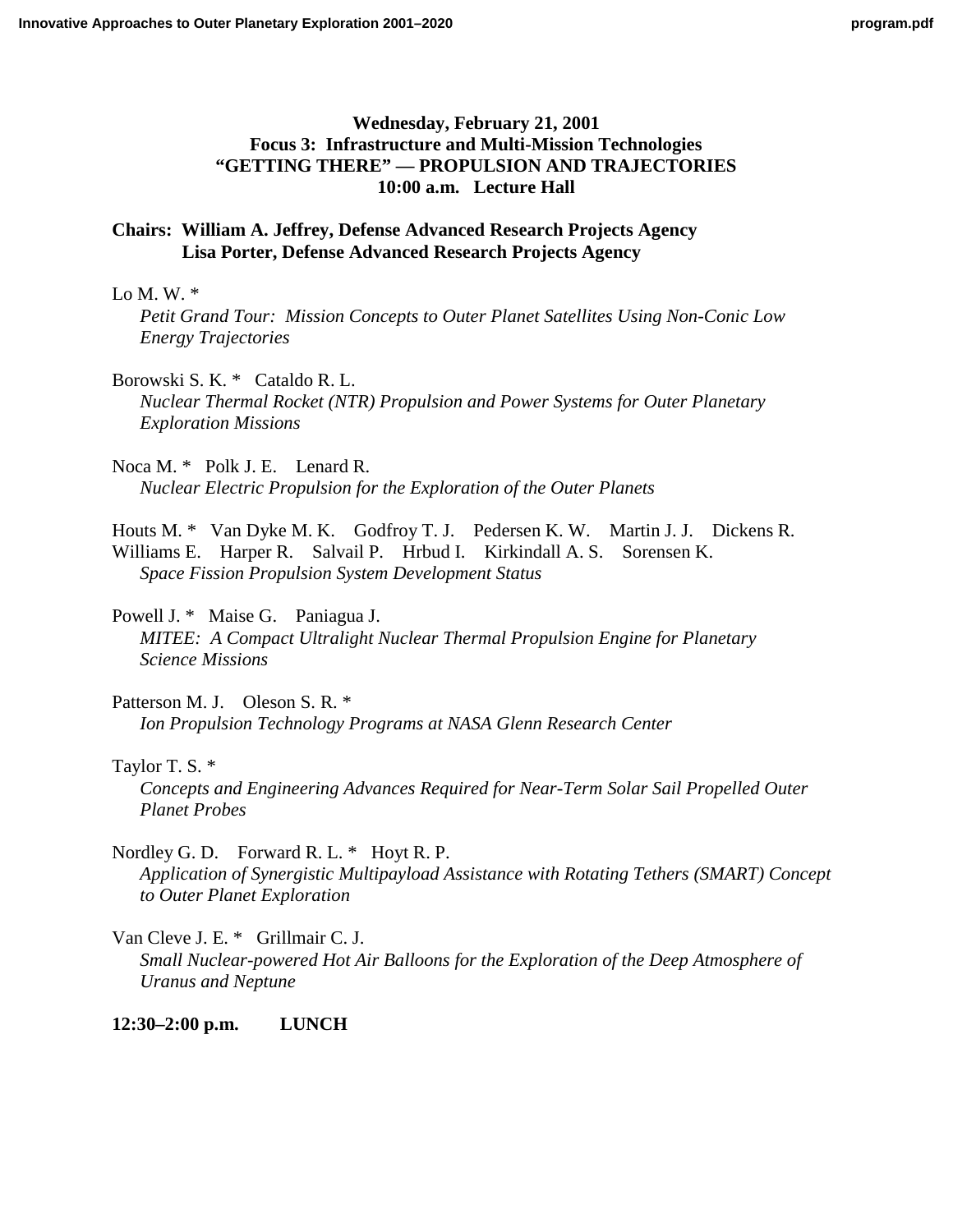**Wednesday, February 21, 2001**
**Focus 3: Infrastructure and Multi-Mission Technologies**
**"GETTING THERE" — PROPULSION AND TRAJECTORIES**
**10:00 a.m. Lecture Hall**

**Chairs: William A. Jeffrey, Defense Advanced Research Projects Agency**
**Lisa Porter, Defense Advanced Research Projects Agency**

Lo M. W. *
*Petit Grand Tour: Mission Concepts to Outer Planet Satellites Using Non-Conic Low Energy Trajectories*

Borowski S. K. * Cataldo R. L.
*Nuclear Thermal Rocket (NTR) Propulsion and Power Systems for Outer Planetary Exploration Missions*

Noca M. * Polk J. E. Lenard R.
*Nuclear Electric Propulsion for the Exploration of the Outer Planets*

Houts M. * Van Dyke M. K. Godfroy T. J. Pedersen K. W. Martin J. J. Dickens R. Williams E. Harper R. Salvail P. Hrbud I. Kirkindall A. S. Sorensen K.
*Space Fission Propulsion System Development Status*

Powell J. * Maise G. Paniagua J.
*MITEE: A Compact Ultralight Nuclear Thermal Propulsion Engine for Planetary Science Missions*

Patterson M. J. Oleson S. R. *
*Ion Propulsion Technology Programs at NASA Glenn Research Center*

Taylor T. S. *
*Concepts and Engineering Advances Required for Near-Term Solar Sail Propelled Outer Planet Probes*

Nordley G. D. Forward R. L. * Hoyt R. P.
*Application of Synergistic Multipayload Assistance with Rotating Tethers (SMART) Concept to Outer Planet Exploration*

Van Cleve J. E. * Grillmair C. J.
*Small Nuclear-powered Hot Air Balloons for the Exploration of the Deep Atmosphere of Uranus and Neptune*

**12:30–2:00 p.m. LUNCH**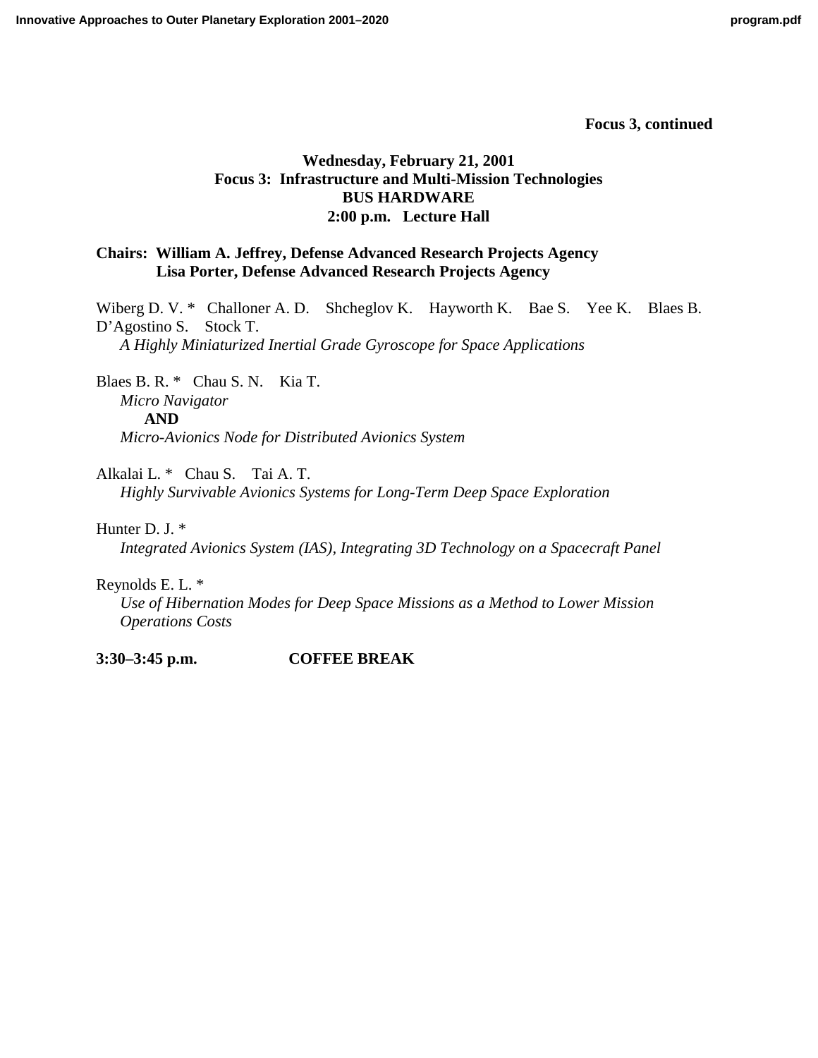**Focus 3, continued**

**Wednesday, February 21, 2001**
**Focus 3: Infrastructure and Multi-Mission Technologies**
**BUS HARDWARE**
**2:00 p.m. Lecture Hall**

**Chairs: William A. Jeffrey, Defense Advanced Research Projects Agency**
**Lisa Porter, Defense Advanced Research Projects Agency**

Wiberg D. V. * Challoner A. D. Shcheglov K. Hayworth K. Bae S. Yee K. Blaes B. D'Agostino S. Stock T.
*A Highly Miniaturized Inertial Grade Gyroscope for Space Applications*

Blaes B. R. * Chau S. N. Kia T.
*Micro Navigator*
**AND**
*Micro-Avionics Node for Distributed Avionics System*

Alkalai L. * Chau S. Tai A. T.
*Highly Survivable Avionics Systems for Long-Term Deep Space Exploration*

Hunter D. J. *
*Integrated Avionics System (IAS), Integrating 3D Technology on a Spacecraft Panel*

Reynolds E. L. *
*Use of Hibernation Modes for Deep Space Missions as a Method to Lower Mission Operations Costs*

**3:30–3:45 p.m. COFFEE BREAK**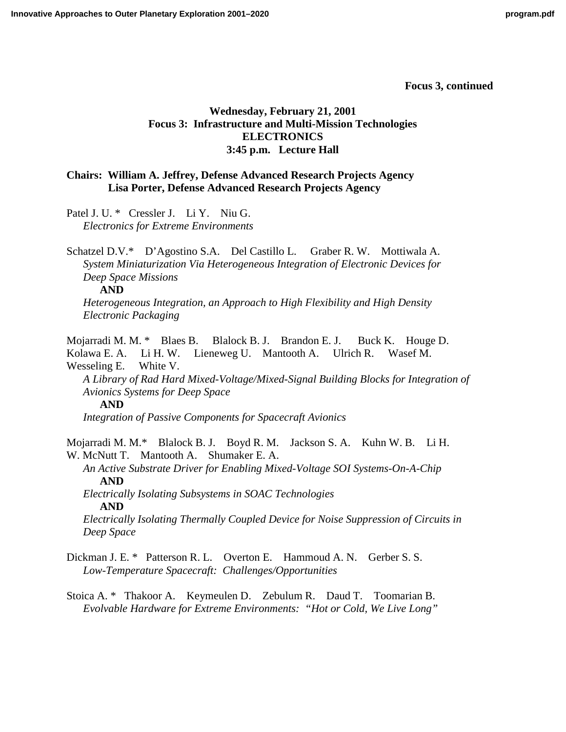**Focus 3, continued**

## Wednesday, February 21, 2001
## Focus 3: Infrastructure and Multi-Mission Technologies
## ELECTRONICS
## 3:45 p.m. Lecture Hall

**Chairs: William A. Jeffrey, Defense Advanced Research Projects Agency**
**Lisa Porter, Defense Advanced Research Projects Agency**

Patel J. U. * Cressler J. Li Y. Niu G.
*Electronics for Extreme Environments*

Schatzel D.V.* D'Agostino S.A. Del Castillo L. Graber R. W. Mottiwala A.
*System Miniaturization Via Heterogeneous Integration of Electronic Devices for Deep Space Missions*
**AND**
*Heterogeneous Integration, an Approach to High Flexibility and High Density Electronic Packaging*

Mojarradi M. M. * Blaes B. Blalock B. J. Brandon E. J. Buck K. Houge D. Kolawa E. A. Li H. W. Lieneweg U. Mantooth A. Ulrich R. Wasef M. Wesseling E. White V.
*A Library of Rad Hard Mixed-Voltage/Mixed-Signal Building Blocks for Integration of Avionics Systems for Deep Space*
**AND**
*Integration of Passive Components for Spacecraft Avionics*

Mojarradi M. M.* Blalock B. J. Boyd R. M. Jackson S. A. Kuhn W. B. Li H. W. McNutt T. Mantooth A. Shumaker E. A.
*An Active Substrate Driver for Enabling Mixed-Voltage SOI Systems-On-A-Chip*
**AND**
*Electrically Isolating Subsystems in SOAC Technologies*
**AND**
*Electrically Isolating Thermally Coupled Device for Noise Suppression of Circuits in Deep Space*

Dickman J. E. * Patterson R. L. Overton E. Hammoud A. N. Gerber S. S.
*Low-Temperature Spacecraft: Challenges/Opportunities*

Stoica A. * Thakoor A. Keymeulen D. Zebulum R. Daud T. Toomarian B.
*Evolvable Hardware for Extreme Environments: "Hot or Cold, We Live Long"*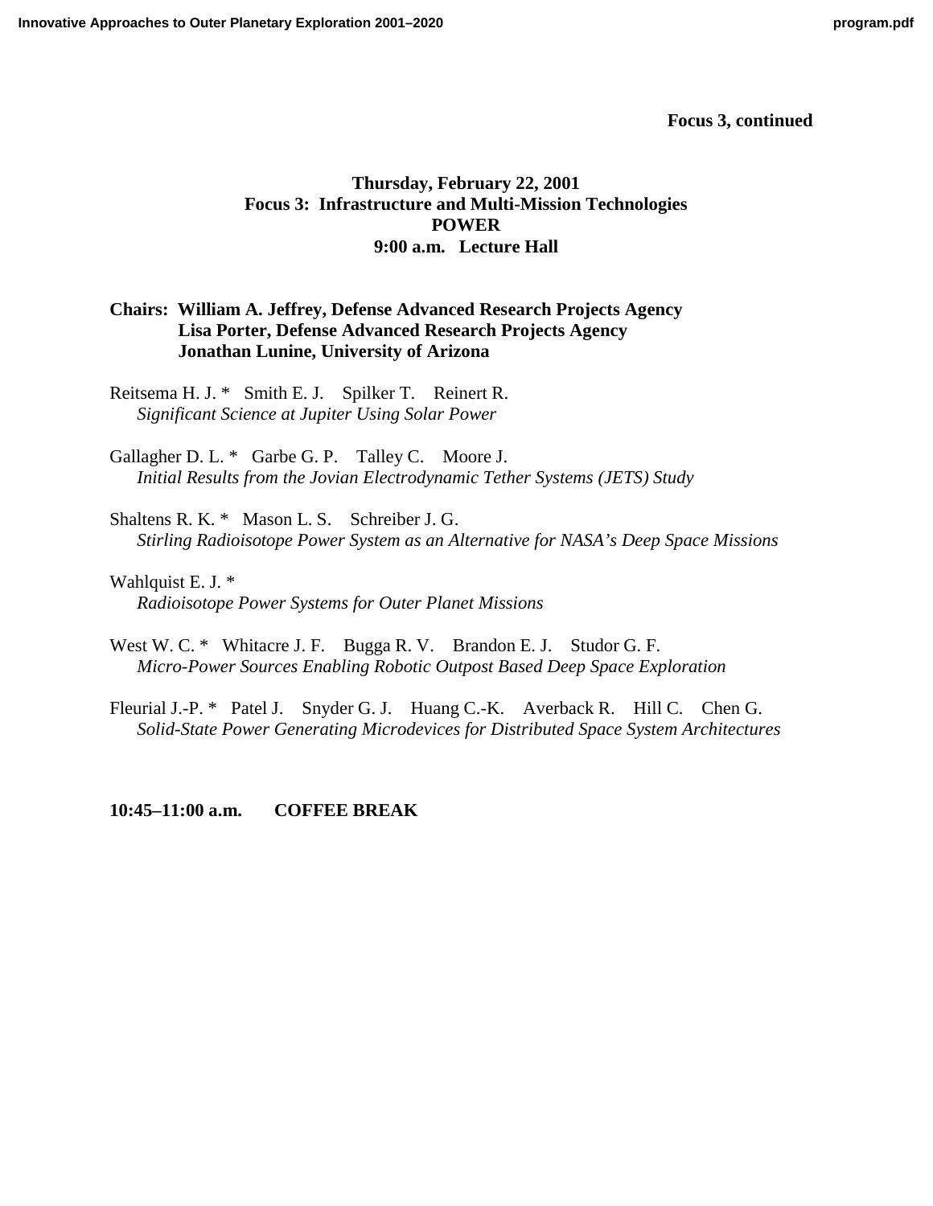**Focus 3, continued**

## Thursday, February 22, 2001
## Focus 3: Infrastructure and Multi-Mission Technologies
## POWER
## 9:00 a.m. Lecture Hall

**Chairs: William A. Jeffrey, Defense Advanced Research Projects Agency**
**Lisa Porter, Defense Advanced Research Projects Agency**
**Jonathan Lunine, University of Arizona**

Reitsema H. J. * Smith E. J. Spilker T. Reinert R.
*Significant Science at Jupiter Using Solar Power*

Gallagher D. L. * Garbe G. P. Talley C. Moore J.
*Initial Results from the Jovian Electrodynamic Tether Systems (JETS) Study*

Shaltens R. K. * Mason L. S. Schreiber J. G.
*Stirling Radioisotope Power System as an Alternative for NASA's Deep Space Missions*

Wahlquist E. J. *
*Radioisotope Power Systems for Outer Planet Missions*

West W. C. * Whitacre J. F. Bugga R. V. Brandon E. J. Studor G. F.
*Micro-Power Sources Enabling Robotic Outpost Based Deep Space Exploration*

Fleurial J.-P. * Patel J. Snyder G. J. Huang C.-K. Averback R. Hill C. Chen G.
*Solid-State Power Generating Microdevices for Distributed Space System Architectures*

**10:45–11:00 a.m. COFFEE BREAK**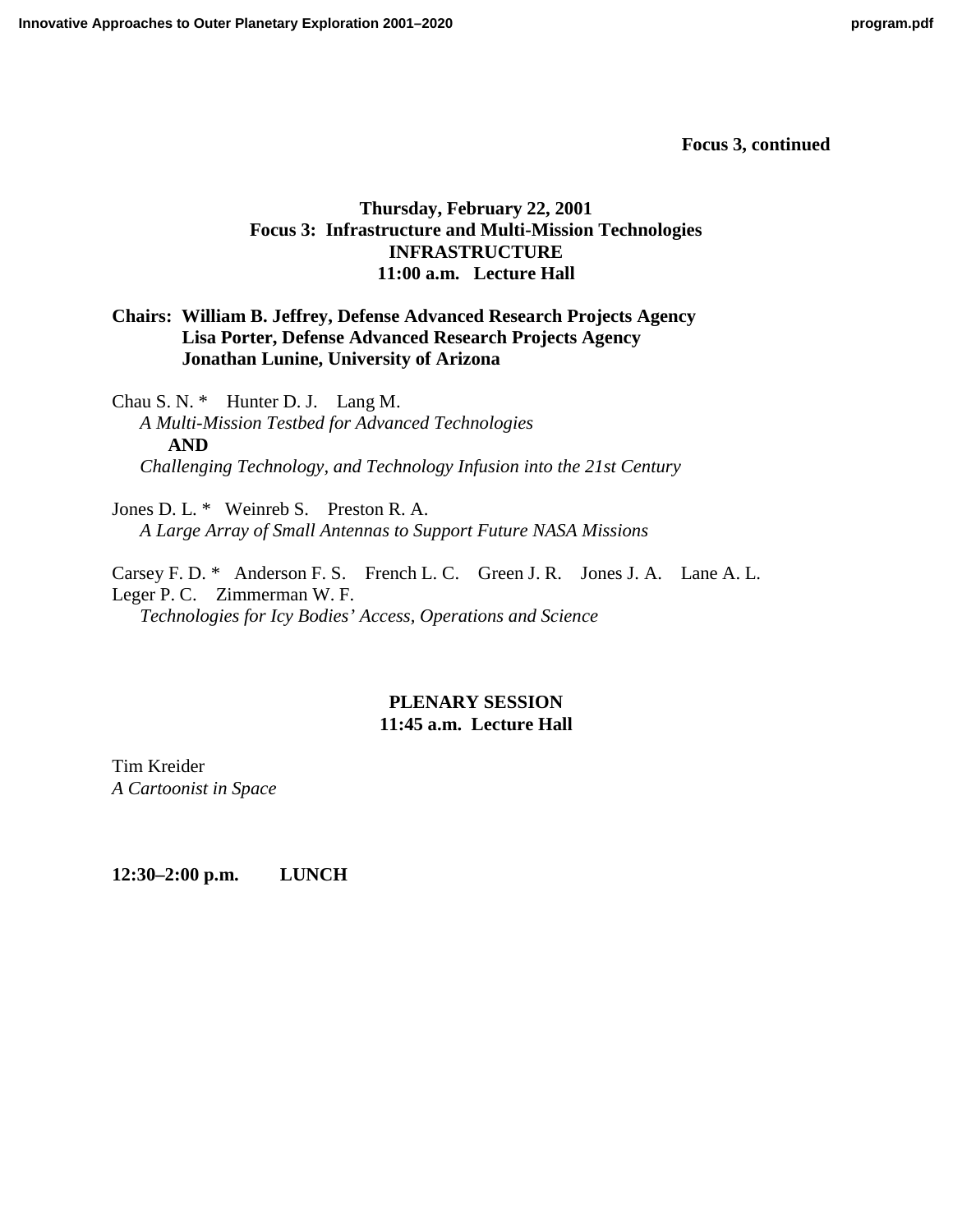**Focus 3, continued**

## Thursday, February 22, 2001
## Focus 3: Infrastructure and Multi-Mission Technologies
## INFRASTRUCTURE
## 11:00 a.m. Lecture Hall

**Chairs: William B. Jeffrey, Defense Advanced Research Projects Agency**
**Lisa Porter, Defense Advanced Research Projects Agency**
**Jonathan Lunine, University of Arizona**

Chau S. N. * Hunter D. J. Lang M.
*A Multi-Mission Testbed for Advanced Technologies*
**AND**
*Challenging Technology, and Technology Infusion into the 21st Century*

Jones D. L. * Weinreb S. Preston R. A.
*A Large Array of Small Antennas to Support Future NASA Missions*

Carsey F. D. * Anderson F. S. French L. C. Green J. R. Jones J. A. Lane A. L. Leger P. C. Zimmerman W. F.
*Technologies for Icy Bodies' Access, Operations and Science*

## PLENARY SESSION
## 11:45 a.m. Lecture Hall

Tim Kreider
*A Cartoonist in Space*

**12:30–2:00 p.m. LUNCH**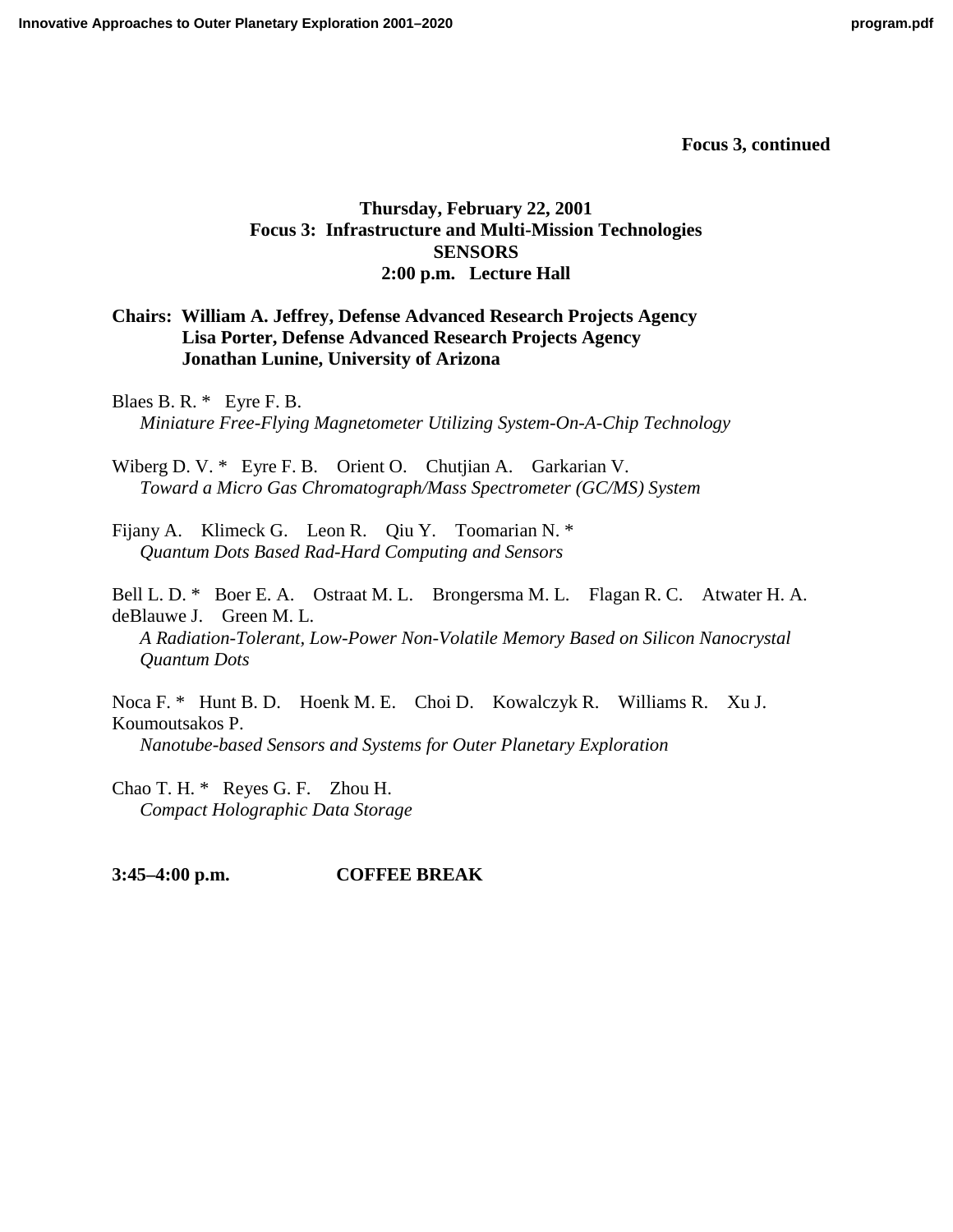**Focus 3, continued**

## Thursday, February 22, 2001
## Focus 3: Infrastructure and Multi-Mission Technologies
## SENSORS
## 2:00 p.m. Lecture Hall

**Chairs: William A. Jeffrey, Defense Advanced Research Projects Agency**
**Lisa Porter, Defense Advanced Research Projects Agency**
**Jonathan Lunine, University of Arizona**

Blaes B. R. * Eyre F. B.
*Miniature Free-Flying Magnetometer Utilizing System-On-A-Chip Technology*

Wiberg D. V. * Eyre F. B. Orient O. Chutjian A. Garkarian V.
*Toward a Micro Gas Chromatograph/Mass Spectrometer (GC/MS) System*

Fijany A. Klimeck G. Leon R. Qiu Y. Toomarian N. *
*Quantum Dots Based Rad-Hard Computing and Sensors*

Bell L. D. * Boer E. A. Ostraat M. L. Brongersma M. L. Flagan R. C. Atwater H. A. deBlauwe J. Green M. L.
*A Radiation-Tolerant, Low-Power Non-Volatile Memory Based on Silicon Nanocrystal Quantum Dots*

Noca F. * Hunt B. D. Hoenk M. E. Choi D. Kowalczyk R. Williams R. Xu J. Koumoutsakos P.
*Nanotube-based Sensors and Systems for Outer Planetary Exploration*

Chao T. H. * Reyes G. F. Zhou H.
*Compact Holographic Data Storage*

**3:45–4:00 p.m.** **COFFEE BREAK**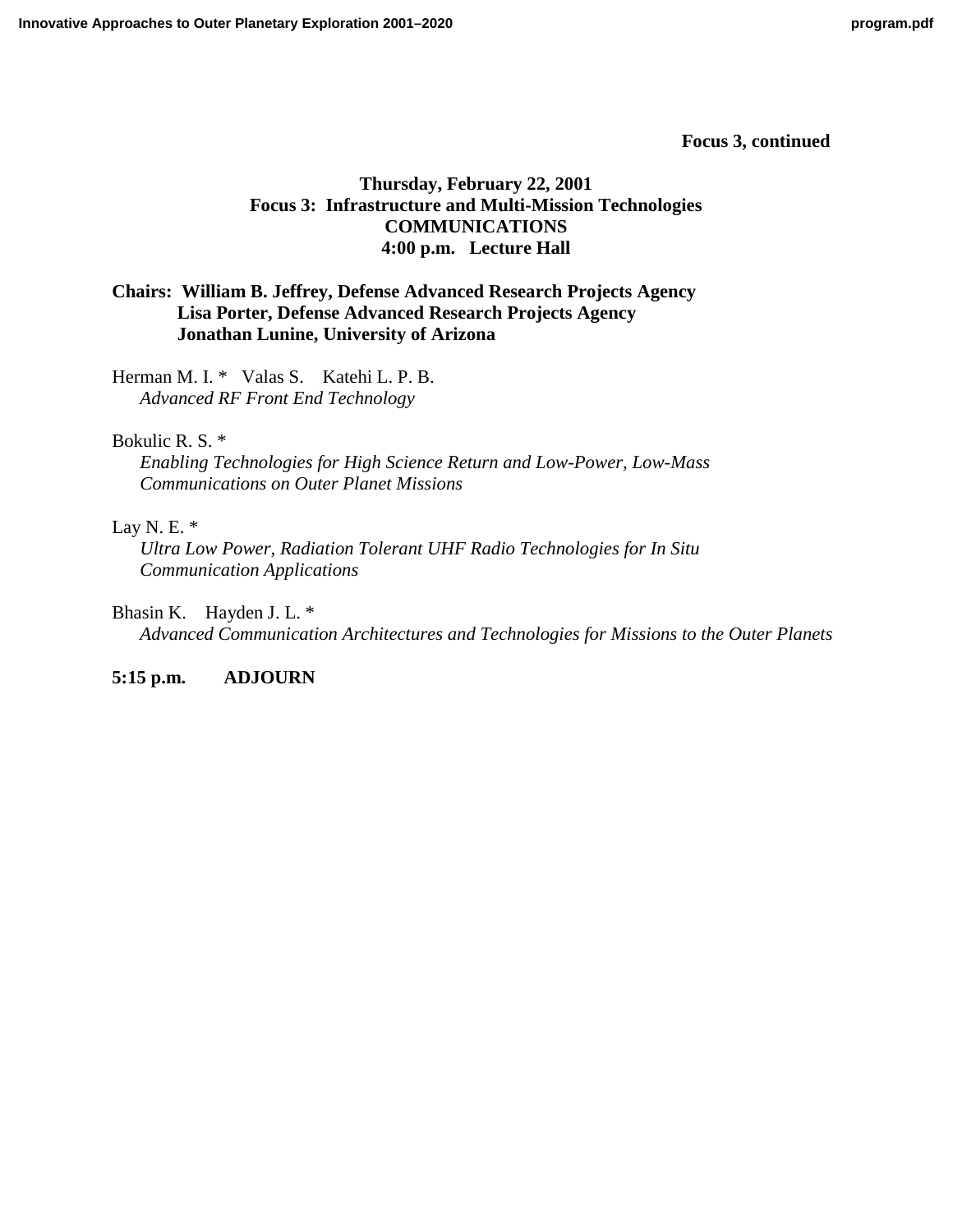**Focus 3, continued**

**Thursday, February 22, 2001**
**Focus 3: Infrastructure and Multi-Mission Technologies**
**COMMUNICATIONS**
**4:00 p.m. Lecture Hall**

**Chairs: William B. Jeffrey, Defense Advanced Research Projects Agency**
**Lisa Porter, Defense Advanced Research Projects Agency**
**Jonathan Lunine, University of Arizona**

Herman M. I. * Valas S. Katehi L. P. B.
*Advanced RF Front End Technology*

Bokulic R. S. *
*Enabling Technologies for High Science Return and Low-Power, Low-Mass Communications on Outer Planet Missions*

Lay N. E. *
*Ultra Low Power, Radiation Tolerant UHF Radio Technologies for In Situ Communication Applications*

Bhasin K. Hayden J. L. *
*Advanced Communication Architectures and Technologies for Missions to the Outer Planets*

**5:15 p.m. ADJOURN**